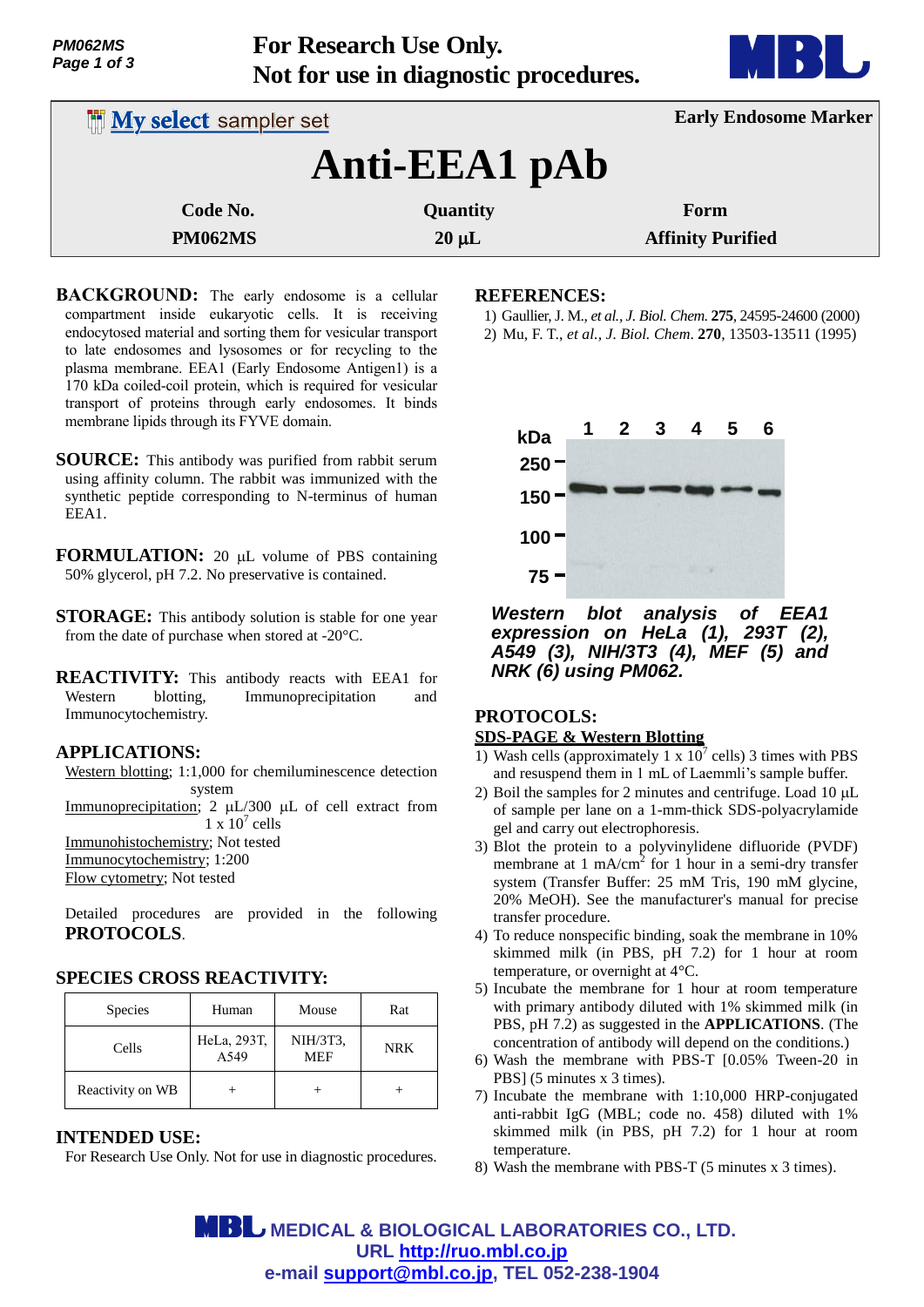For Research Use Only.
Not for use in diagnostic procedures.

My select sampler set

Early Endosome Marker

# Anti-EEA1 pAb

| Code No. | Quantity | Form |
|---|---|---|
| PM062MS | 20 µL | Affinity Purified |

**BACKGROUND:** The early endosome is a cellular compartment inside eukaryotic cells. It is receiving endocytosed material and sorting them for vesicular transport to late endosomes and lysosomes or for recycling to the plasma membrane. EEA1 (Early Endosome Antigen1) is a 170 kDa coiled-coil protein, which is required for vesicular transport of proteins through early endosomes. It binds membrane lipids through its FYVE domain.

**SOURCE:** This antibody was purified from rabbit serum using affinity column. The rabbit was immunized with the synthetic peptide corresponding to N-terminus of human EEA1.

**FORMULATION:** 20 µL volume of PBS containing 50% glycerol, pH 7.2. No preservative is contained.

**STORAGE:** This antibody solution is stable for one year from the date of purchase when stored at -20°C.

**REACTIVITY:** This antibody reacts with EEA1 for Western blotting, Immunoprecipitation and Immunocytochemistry.

**APPLICATIONS:**

Western blotting; 1:1,000 for chemiluminescence detection system
Immunoprecipitation; 2 µL/300 µL of cell extract from $1 \times 10^7$ cells
Immunohistochemistry; Not tested
Immunocytochemistry; 1:200
Flow cytometry; Not tested

Detailed procedures are provided in the following **PROTOCOLS**.

**SPECIES CROSS REACTIVITY:**

| Species | Human | Mouse | Rat |
|---|---|---|---|
| Cells | HeLa, 293T, A549 | NIH/3T3, MEF | NRK |
| Reactivity on WB | + | + | + |

**INTENDED USE:**

For Research Use Only. Not for use in diagnostic procedures.

**REFERENCES:**

1) Gaullier, J. M., *et al., J. Biol. Chem.* **275**, 24595-24600 (2000)
2) Mu, F. T., *et al., J. Biol. Chem*. **270**, 13503-13511 (1995)

***Western blot analysis of EEA1 expression on HeLa (1), 293T (2), A549 (3), NIH/3T3 (4), MEF (5) and NRK (6) using PM062.***

**PROTOCOLS:**

SDS-PAGE & Western Blotting

1) Wash cells (approximately $1 \times 10^7$ cells) 3 times with PBS and resuspend them in 1 mL of Laemmli's sample buffer.
2) Boil the samples for 2 minutes and centrifuge. Load 10 µL of sample per lane on a 1-mm-thick SDS-polyacrylamide gel and carry out electrophoresis.
3) Blot the protein to a polyvinylidene difluoride (PVDF) membrane at 1 mA/cm$^2$ for 1 hour in a semi-dry transfer system (Transfer Buffer: 25 mM Tris, 190 mM glycine, 20% MeOH). See the manufacturer's manual for precise transfer procedure.
4) To reduce nonspecific binding, soak the membrane in 10% skimmed milk (in PBS, pH 7.2) for 1 hour at room temperature, or overnight at 4°C.
5) Incubate the membrane for 1 hour at room temperature with primary antibody diluted with 1% skimmed milk (in PBS, pH 7.2) as suggested in the **APPLICATIONS**. (The concentration of antibody will depend on the conditions.)
6) Wash the membrane with PBS-T [0.05% Tween-20 in PBS] (5 minutes x 3 times).
7) Incubate the membrane with 1:10,000 HRP-conjugated anti-rabbit IgG (MBL; code no. 458) diluted with 1% skimmed milk (in PBS, pH 7.2) for 1 hour at room temperature.
8) Wash the membrane with PBS-T (5 minutes x 3 times).

MEDICAL & BIOLOGICAL LABORATORIES CO., LTD.
URL http://ruo.mbl.co.jp
e-mail support@mbl.co.jp, TEL 052-238-1904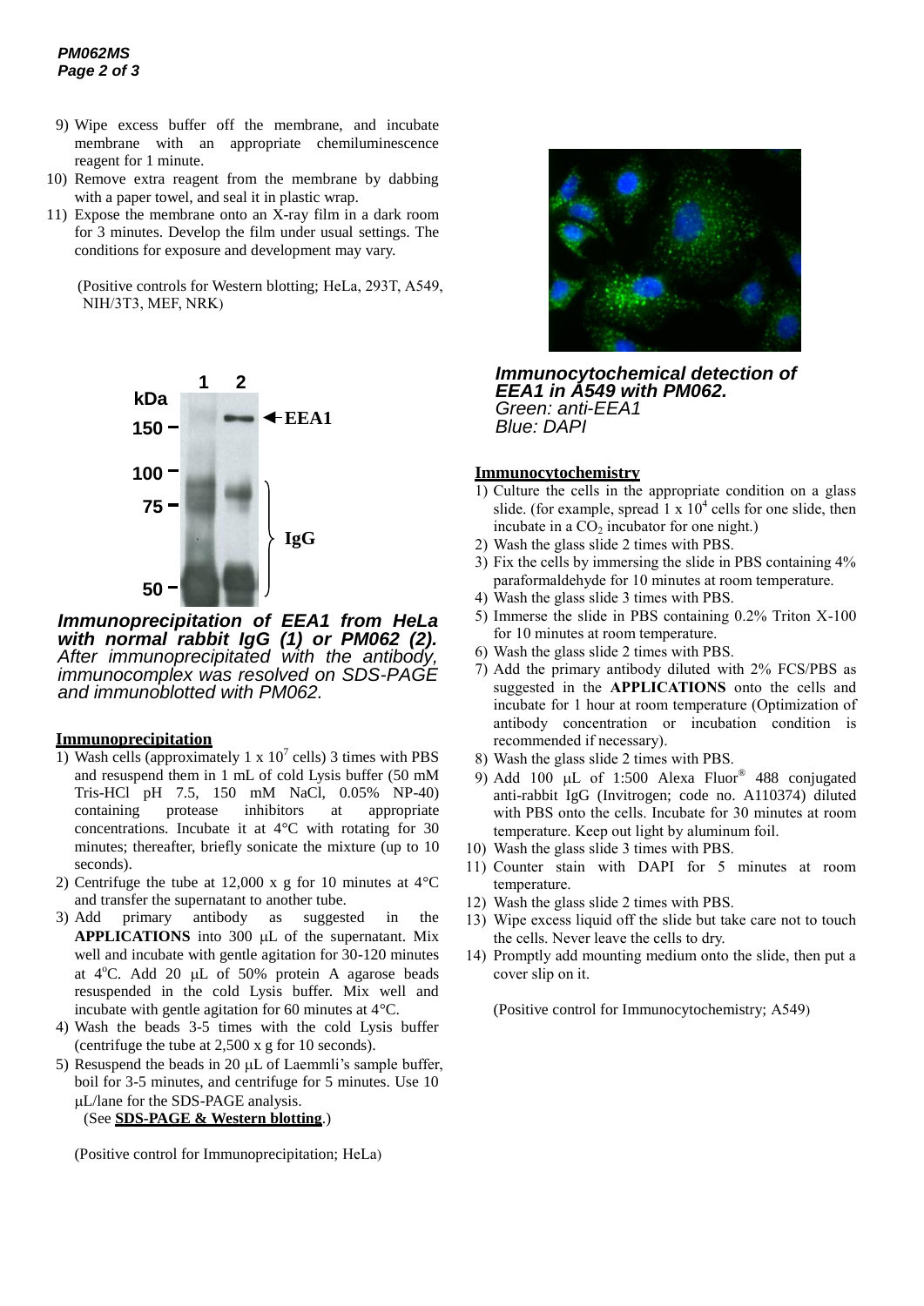9) Wipe excess buffer off the membrane, and incubate membrane with an appropriate chemiluminescence reagent for 1 minute.
10) Remove extra reagent from the membrane by dabbing with a paper towel, and seal it in plastic wrap.
11) Expose the membrane onto an X-ray film in a dark room for 3 minutes. Develop the film under usual settings. The conditions for exposure and development may vary.

(Positive controls for Western blotting; HeLa, 293T, A549, NIH/3T3, MEF, NRK)

***Immunoprecipitation of EEA1 from HeLa with normal rabbit IgG (1) or PM062 (2).***
*After immunoprecipitated with the antibody, immunocomplex was resolved on SDS-PAGE and immunoblotted with PM062.*

## Immunoprecipitation

1) Wash cells (approximately 1 x $10^7$ cells) 3 times with PBS and resuspend them in 1 mL of cold Lysis buffer (50 mM Tris-HCl pH 7.5, 150 mM NaCl, 0.05% NP-40) containing protease inhibitors at appropriate concentrations. Incubate it at 4°C with rotating for 30 minutes; thereafter, briefly sonicate the mixture (up to 10 seconds).
2) Centrifuge the tube at 12,000 x g for 10 minutes at 4°C and transfer the supernatant to another tube.
3) Add primary antibody as suggested in the **APPLICATIONS** into 300 μL of the supernatant. Mix well and incubate with gentle agitation for 30-120 minutes at 4°C. Add 20 μL of 50% protein A agarose beads resuspended in the cold Lysis buffer. Mix well and incubate with gentle agitation for 60 minutes at 4°C.
4) Wash the beads 3-5 times with the cold Lysis buffer (centrifuge the tube at 2,500 x g for 10 seconds).
5) Resuspend the beads in 20 μL of Laemmli's sample buffer, boil for 3-5 minutes, and centrifuge for 5 minutes. Use 10 μL/lane for the SDS-PAGE analysis.
   (See **SDS-PAGE & Western blotting**.)

(Positive control for Immunoprecipitation; HeLa)

***Immunocytochemical detection of EEA1 in A549 with PM062.***
*Green: anti-EEA1*
*Blue: DAPI*

## Immunocytochemistry

1) Culture the cells in the appropriate condition on a glass slide. (for example, spread 1 x $10^4$ cells for one slide, then incubate in a $CO_2$ incubator for one night.)
2) Wash the glass slide 2 times with PBS.
3) Fix the cells by immersing the slide in PBS containing 4% paraformaldehyde for 10 minutes at room temperature.
4) Wash the glass slide 3 times with PBS.
5) Immerse the slide in PBS containing 0.2% Triton X-100 for 10 minutes at room temperature.
6) Wash the glass slide 2 times with PBS.
7) Add the primary antibody diluted with 2% FCS/PBS as suggested in the **APPLICATIONS** onto the cells and incubate for 1 hour at room temperature (Optimization of antibody concentration or incubation condition is recommended if necessary).
8) Wash the glass slide 2 times with PBS.
9) Add 100 μL of 1:500 Alexa Fluor® 488 conjugated anti-rabbit IgG (Invitrogen; code no. A110374) diluted with PBS onto the cells. Incubate for 30 minutes at room temperature. Keep out light by aluminum foil.
10) Wash the glass slide 3 times with PBS.
11) Counter stain with DAPI for 5 minutes at room temperature.
12) Wash the glass slide 2 times with PBS.
13) Wipe excess liquid off the slide but take care not to touch the cells. Never leave the cells to dry.
14) Promptly add mounting medium onto the slide, then put a cover slip on it.

(Positive control for Immunocytochemistry; A549)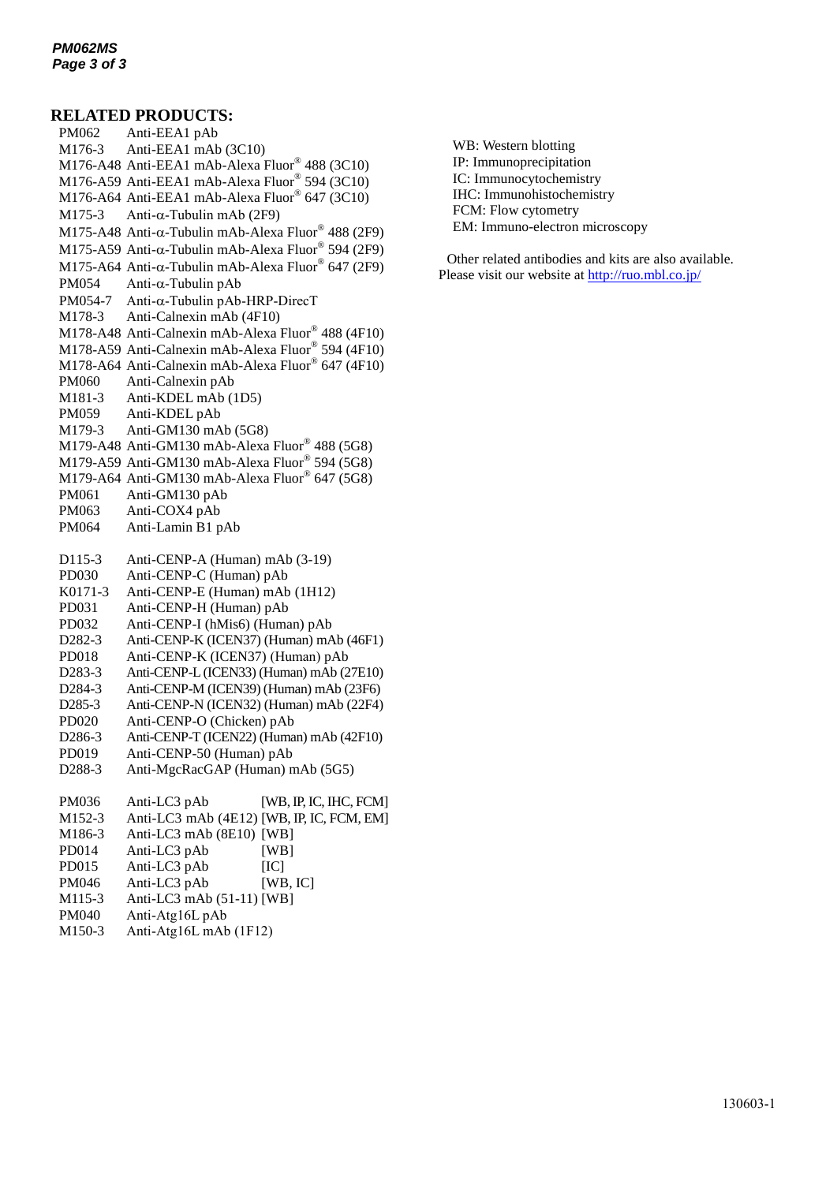## RELATED PRODUCTS:

| | |
|---|---|
| PM062 | Anti-EEA1 pAb |
| M176-3 | Anti-EEA1 mAb (3C10) |
| M176-A48 | Anti-EEA1 mAb-Alexa Fluor® 488 (3C10) |
| M176-A59 | Anti-EEA1 mAb-Alexa Fluor® 594 (3C10) |
| M176-A64 | Anti-EEA1 mAb-Alexa Fluor® 647 (3C10) |
| M175-3 | Anti-α-Tubulin mAb (2F9) |
| M175-A48 | Anti-α-Tubulin mAb-Alexa Fluor® 488 (2F9) |
| M175-A59 | Anti-α-Tubulin mAb-Alexa Fluor® 594 (2F9) |
| M175-A64 | Anti-α-Tubulin mAb-Alexa Fluor® 647 (2F9) |
| PM054 | Anti-α-Tubulin pAb |
| PM054-7 | Anti-α-Tubulin pAb-HRP-DirecT |
| M178-3 | Anti-Calnexin mAb (4F10) |
| M178-A48 | Anti-Calnexin mAb-Alexa Fluor® 488 (4F10) |
| M178-A59 | Anti-Calnexin mAb-Alexa Fluor® 594 (4F10) |
| M178-A64 | Anti-Calnexin mAb-Alexa Fluor® 647 (4F10) |
| PM060 | Anti-Calnexin pAb |
| M181-3 | Anti-KDEL mAb (1D5) |
| PM059 | Anti-KDEL pAb |
| M179-3 | Anti-GM130 mAb (5G8) |
| M179-A48 | Anti-GM130 mAb-Alexa Fluor® 488 (5G8) |
| M179-A59 | Anti-GM130 mAb-Alexa Fluor® 594 (5G8) |
| M179-A64 | Anti-GM130 mAb-Alexa Fluor® 647 (5G8) |
| PM061 | Anti-GM130 pAb |
| PM063 | Anti-COX4 pAb |
| PM064 | Anti-Lamin B1 pAb |

| | |
|---|---|
| D115-3 | Anti-CENP-A (Human) mAb (3-19) |
| PD030 | Anti-CENP-C (Human) pAb |
| K0171-3 | Anti-CENP-E (Human) mAb (1H12) |
| PD031 | Anti-CENP-H (Human) pAb |
| PD032 | Anti-CENP-I (hMis6) (Human) pAb |
| D282-3 | Anti-CENP-K (ICEN37) (Human) mAb (46F1) |
| PD018 | Anti-CENP-K (ICEN37) (Human) pAb |
| D283-3 | Anti-CENP-L (ICEN33) (Human) mAb (27E10) |
| D284-3 | Anti-CENP-M (ICEN39) (Human) mAb (23F6) |
| D285-3 | Anti-CENP-N (ICEN32) (Human) mAb (22F4) |
| PD020 | Anti-CENP-O (Chicken) pAb |
| D286-3 | Anti-CENP-T (ICEN22) (Human) mAb (42F10) |
| PD019 | Anti-CENP-50 (Human) pAb |
| D288-3 | Anti-MgcRacGAP (Human) mAb (5G5) |

| | | |
|---|---|---|
| PM036 | Anti-LC3 pAb | [WB, IP, IC, IHC, FCM] |
| M152-3 | Anti-LC3 mAb (4E12) | [WB, IP, IC, FCM, EM] |
| M186-3 | Anti-LC3 mAb (8E10) | [WB] |
| PD014 | Anti-LC3 pAb | [WB] |
| PD015 | Anti-LC3 pAb | [IC] |
| PM046 | Anti-LC3 pAb | [WB, IC] |
| M115-3 | Anti-LC3 mAb (51-11) | [WB] |
| PM040 | Anti-Atg16L pAb | |
| M150-3 | Anti-Atg16L mAb (1F12) | |

WB: Western blotting
IP: Immunoprecipitation
IC: Immunocytochemistry
IHC: Immunohistochemistry
FCM: Flow cytometry
EM: Immuno-electron microscopy

Other related antibodies and kits are also available.
Please visit our website at http://ruo.mbl.co.jp/

130603-1